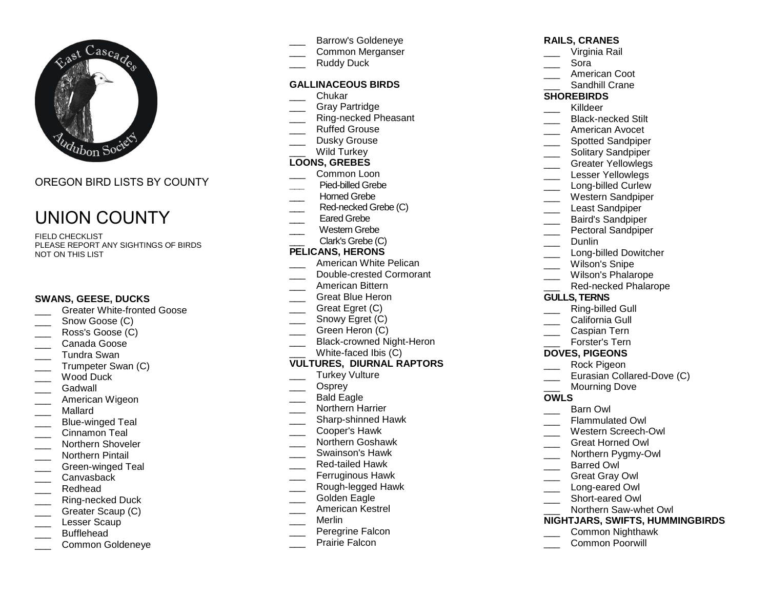OREGON BIRD LISTS BY COUNTY

# UNION COUNTY

FIELD CHECKLIST
PLEASE REPORT ANY SIGHTINGS OF BIRDS NOT ON THIS LIST

**SWANS, GEESE, DUCKS**

- ___ Greater White-fronted Goose
- ___ Snow Goose (C)
- ___ Ross's Goose (C)
- ___ Canada Goose
- ___ Tundra Swan
- ___ Trumpeter Swan (C)
- ___ Wood Duck
- ___ Gadwall
- ___ American Wigeon
- ___ Mallard
- ___ Blue-winged Teal
- ___ Cinnamon Teal
- ___ Northern Shoveler
- ___ Northern Pintail
- ___ Green-winged Teal
- ___ Canvasback
- ___ Redhead
- ___ Ring-necked Duck
- ___ Greater Scaup (C)
- ___ Lesser Scaup
- ___ Bufflehead
- ___ Common Goldeneye
- ___ Barrow's Goldeneye
- ___ Common Merganser
- ___ Ruddy Duck

**GALLINACEOUS BIRDS**

- ___ Chukar
- ___ Gray Partridge
- ___ Ring-necked Pheasant
- ___ Ruffed Grouse
- ___ Dusky Grouse
- ___ Wild Turkey

**LOONS, GREBES**

- ___ Common Loon
- ___ Pied-billed Grebe
- ___ Horned Grebe
- ___ Red-necked Grebe (C)
- ___ Eared Grebe
- ___ Western Grebe
- ___ Clark's Grebe (C)

**PELICANS, HERONS**

- ___ American White Pelican
- ___ Double-crested Cormorant
- ___ American Bittern
- ___ Great Blue Heron
- ___ Great Egret (C)
- ___ Snowy Egret (C)
- ___ Green Heron (C)
- ___ Black-crowned Night-Heron
- ___ White-faced Ibis (C)

**VULTURES, DIURNAL RAPTORS**

- ___ Turkey Vulture
- ___ Osprey
- ___ Bald Eagle
- ___ Northern Harrier
- ___ Sharp-shinned Hawk
- ___ Cooper's Hawk
- ___ Northern Goshawk
- ___ Swainson's Hawk
- ___ Red-tailed Hawk
- ___ Ferruginous Hawk
- ___ Rough-legged Hawk
- ___ Golden Eagle
- ___ American Kestrel
- ___ Merlin
- ___ Peregrine Falcon
- ___ Prairie Falcon

**RAILS, CRANES**

- ___ Virginia Rail
- ___ Sora
- ___ American Coot
- ___ Sandhill Crane

**SHOREBIRDS**

- ___ Killdeer
- ___ Black-necked Stilt
- ___ American Avocet
- ___ Spotted Sandpiper
- ___ Solitary Sandpiper
- ___ Greater Yellowlegs
- ___ Lesser Yellowlegs
- ___ Long-billed Curlew
- ___ Western Sandpiper
- ___ Least Sandpiper
- ___ Baird's Sandpiper
- ___ Pectoral Sandpiper
- ___ Dunlin
- ___ Long-billed Dowitcher
- ___ Wilson's Snipe
- ___ Wilson's Phalarope
- ___ Red-necked Phalarope

**GULLS, TERNS**

- ___ Ring-billed Gull
- ___ California Gull
- ___ Caspian Tern
- ___ Forster's Tern

**DOVES, PIGEONS**

- ___ Rock Pigeon
- ___ Eurasian Collared-Dove (C)
- ___ Mourning Dove

**OWLS**

- ___ Barn Owl
- ___ Flammulated Owl
- ___ Western Screech-Owl
- ___ Great Horned Owl
- ___ Northern Pygmy-Owl
- ___ Barred Owl
- ___ Great Gray Owl
- ___ Long-eared Owl
- ___ Short-eared Owl
- ___ Northern Saw-whet Owl

**NIGHTJARS, SWIFTS, HUMMINGBIRDS**

- ___ Common Nighthawk
- ___ Common Poorwill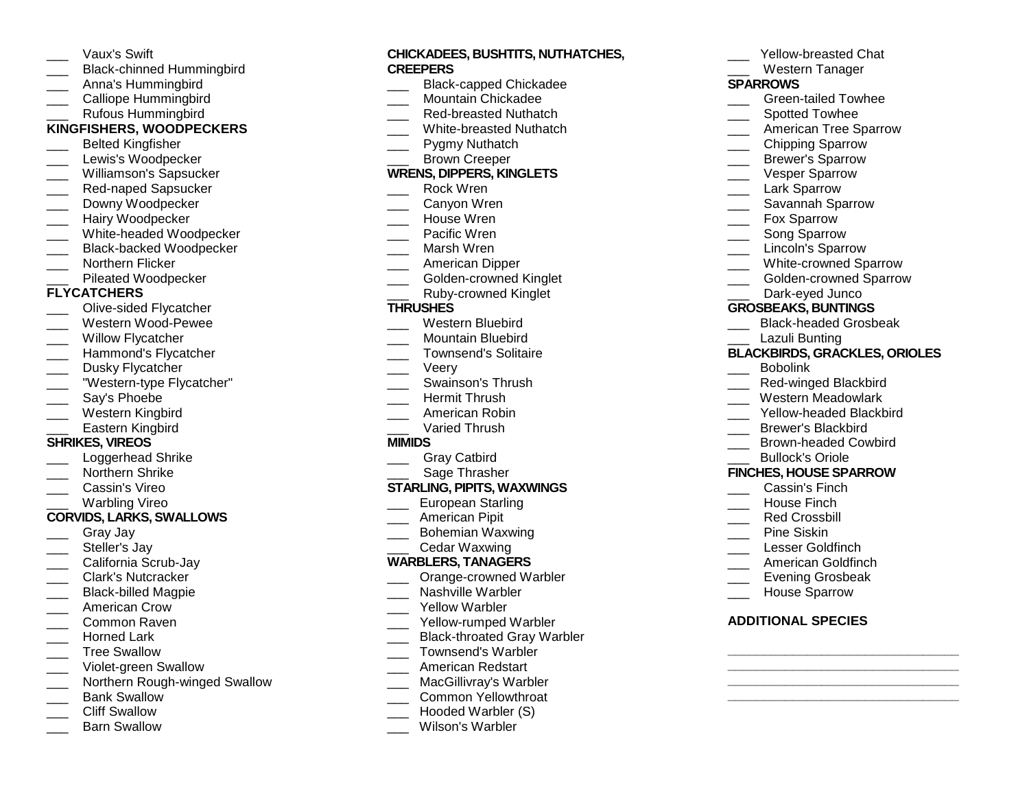___ Vaux's Swift
___ Black-chinned Hummingbird
___ Anna's Hummingbird
___ Calliope Hummingbird
___ Rufous Hummingbird

**KINGFISHERS, WOODPECKERS**

___ Belted Kingfisher
___ Lewis's Woodpecker
___ Williamson's Sapsucker
___ Red-naped Sapsucker
___ Downy Woodpecker
___ Hairy Woodpecker
___ White-headed Woodpecker
___ Black-backed Woodpecker
___ Northern Flicker
___ Pileated Woodpecker

**FLYCATCHERS**

___ Olive-sided Flycatcher
___ Western Wood-Pewee
___ Willow Flycatcher
___ Hammond's Flycatcher
___ Dusky Flycatcher
___ "Western-type Flycatcher"
___ Say's Phoebe
___ Western Kingbird
___ Eastern Kingbird

**SHRIKES, VIREOS**

___ Loggerhead Shrike
___ Northern Shrike
___ Cassin's Vireo
___ Warbling Vireo

**CORVIDS, LARKS, SWALLOWS**

___ Gray Jay
___ Steller's Jay
___ California Scrub-Jay
___ Clark's Nutcracker
___ Black-billed Magpie
___ American Crow
___ Common Raven
___ Horned Lark
___ Tree Swallow
___ Violet-green Swallow
___ Northern Rough-winged Swallow
___ Bank Swallow
___ Cliff Swallow
___ Barn Swallow

**CHICKADEES, BUSHTITS, NUTHATCHES, CREEPERS**

___ Black-capped Chickadee
___ Mountain Chickadee
___ Red-breasted Nuthatch
___ White-breasted Nuthatch
___ Pygmy Nuthatch
___ Brown Creeper

**WRENS, DIPPERS, KINGLETS**

___ Rock Wren
___ Canyon Wren
___ House Wren
___ Pacific Wren
___ Marsh Wren
___ American Dipper
___ Golden-crowned Kinglet
___ Ruby-crowned Kinglet

**THRUSHES**

___ Western Bluebird
___ Mountain Bluebird
___ Townsend's Solitaire
___ Veery
___ Swainson's Thrush
___ Hermit Thrush
___ American Robin
___ Varied Thrush

**MIMIDS**

___ Gray Catbird
___ Sage Thrasher

**STARLING, PIPITS, WAXWINGS**

___ European Starling
___ American Pipit
___ Bohemian Waxwing
___ Cedar Waxwing

**WARBLERS, TANAGERS**

___ Orange-crowned Warbler
___ Nashville Warbler
___ Yellow Warbler
___ Yellow-rumped Warbler
___ Black-throated Gray Warbler
___ Townsend's Warbler
___ American Redstart
___ MacGillivray's Warbler
___ Common Yellowthroat
___ Hooded Warbler (S)
___ Wilson's Warbler
___ Yellow-breasted Chat
___ Western Tanager

**SPARROWS**

___ Green-tailed Towhee
___ Spotted Towhee
___ American Tree Sparrow
___ Chipping Sparrow
___ Brewer's Sparrow
___ Vesper Sparrow
___ Lark Sparrow
___ Savannah Sparrow
___ Fox Sparrow
___ Song Sparrow
___ Lincoln's Sparrow
___ White-crowned Sparrow
___ Golden-crowned Sparrow
___ Dark-eyed Junco

**GROSBEAKS, BUNTINGS**

___ Black-headed Grosbeak
___ Lazuli Bunting

**BLACKBIRDS, GRACKLES, ORIOLES**

___ Bobolink
___ Red-winged Blackbird
___ Western Meadowlark
___ Yellow-headed Blackbird
___ Brewer's Blackbird
___ Brown-headed Cowbird
___ Bullock's Oriole

**FINCHES, HOUSE SPARROW**

___ Cassin's Finch
___ House Finch
___ Red Crossbill
___ Pine Siskin
___ Lesser Goldfinch
___ American Goldfinch
___ Evening Grosbeak
___ House Sparrow

**ADDITIONAL SPECIES**

______________________________
______________________________
______________________________
______________________________